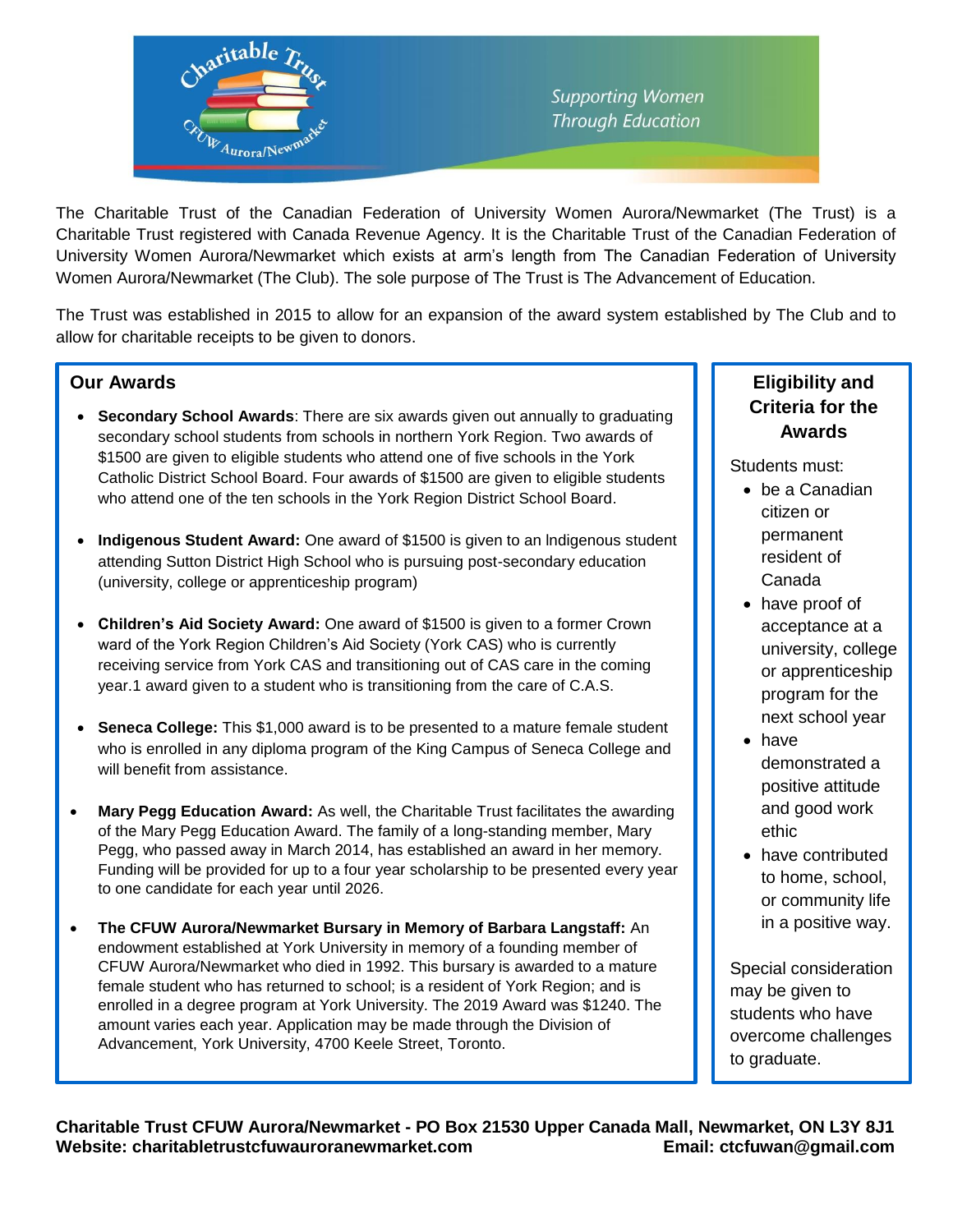Charitable Trust CFUW Aurora/Newmarket

*Supporting Women Through Education*

The Charitable Trust of the Canadian Federation of University Women Aurora/Newmarket (The Trust) is a Charitable Trust registered with Canada Revenue Agency. It is the Charitable Trust of the Canadian Federation of University Women Aurora/Newmarket which exists at arm's length from The Canadian Federation of University Women Aurora/Newmarket (The Club). The sole purpose of The Trust is The Advancement of Education.

The Trust was established in 2015 to allow for an expansion of the award system established by The Club and to allow for charitable receipts to be given to donors.

## Our Awards

- **Secondary School Awards**: There are six awards given out annually to graduating secondary school students from schools in northern York Region. Two awards of $1500 are given to eligible students who attend one of five schools in the York Catholic District School Board. Four awards of $1500 are given to eligible students who attend one of the ten schools in the York Region District School Board.

- **Indigenous Student Award:** One award of $1500 is given to an Indigenous student attending Sutton District High School who is pursuing post-secondary education (university, college or apprenticeship program)

- **Children's Aid Society Award:** One award of $1500 is given to a former Crown ward of the York Region Children's Aid Society (York CAS) who is currently receiving service from York CAS and transitioning out of CAS care in the coming year.1 award given to a student who is transitioning from the care of C.A.S.

- **Seneca College:** This $1,000 award is to be presented to a mature female student who is enrolled in any diploma program of the King Campus of Seneca College and will benefit from assistance.

- **Mary Pegg Education Award:** As well, the Charitable Trust facilitates the awarding of the Mary Pegg Education Award. The family of a long-standing member, Mary Pegg, who passed away in March 2014, has established an award in her memory. Funding will be provided for up to a four year scholarship to be presented every year to one candidate for each year until 2026.

- **The CFUW Aurora/Newmarket Bursary in Memory of Barbara Langstaff:** An endowment established at York University in memory of a founding member of CFUW Aurora/Newmarket who died in 1992. This bursary is awarded to a mature female student who has returned to school; is a resident of York Region; and is enrolled in a degree program at York University. The 2019 Award was $1240. The amount varies each year. Application may be made through the Division of Advancement, York University, 4700 Keele Street, Toronto.

## Eligibility and Criteria for the Awards

Students must:

- be a Canadian citizen or permanent resident of Canada
- have proof of acceptance at a university, college or apprenticeship program for the next school year
- have demonstrated a positive attitude and good work ethic
- have contributed to home, school, or community life in a positive way.

Special consideration may be given to students who have overcome challenges to graduate.

**Charitable Trust CFUW Aurora/Newmarket - PO Box 21530 Upper Canada Mall, Newmarket, ON L3Y 8J1**
**Website: charitabletrustcfuwauroranewmarket.com** **Email: ctcfuwan@gmail.com**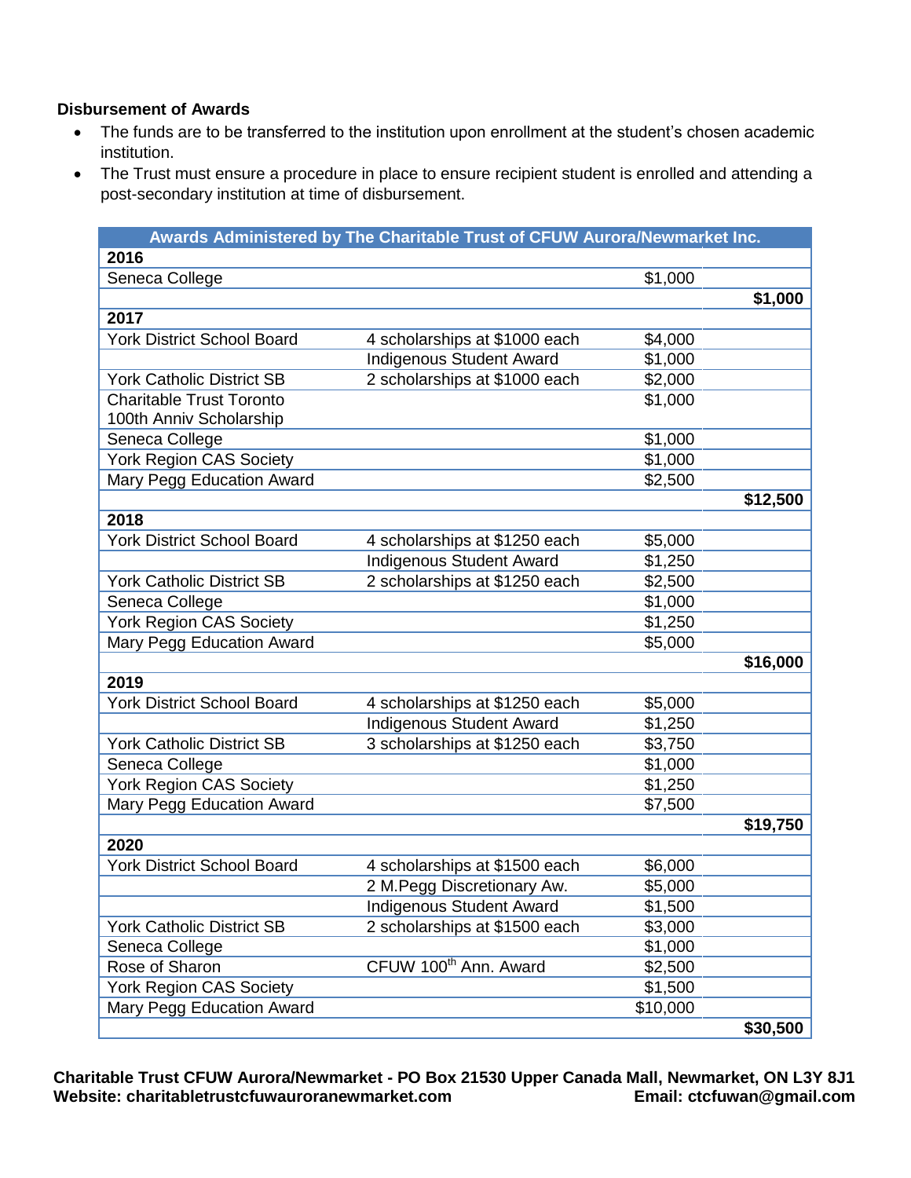**Disbursement of Awards**

- The funds are to be transferred to the institution upon enrollment at the student's chosen academic institution.
- The Trust must ensure a procedure in place to ensure recipient student is enrolled and attending a post-secondary institution at time of disbursement.

| Awards Administered by The Charitable Trust of CFUW Aurora/Newmarket Inc. | | | |
|---|---|---|---|
| **2016** | | | |
| Seneca College | | $1,000 | |
| | | | **$1,000** |
| **2017** | | | |
| York District School Board | 4 scholarships at $1000 each | $4,000 | |
| | Indigenous Student Award | $1,000 | |
| York Catholic District SB | 2 scholarships at $1000 each | $2,000 | |
| Charitable Trust Toronto 100th Anniv Scholarship | | $1,000 | |
| Seneca College | | $1,000 | |
| York Region CAS Society | | $1,000 | |
| Mary Pegg Education Award | | $2,500 | |
| | | | **$12,500** |
| **2018** | | | |
| York District School Board | 4 scholarships at $1250 each | $5,000 | |
| | Indigenous Student Award | $1,250 | |
| York Catholic District SB | 2 scholarships at $1250 each | $2,500 | |
| Seneca College | | $1,000 | |
| York Region CAS Society | | $1,250 | |
| Mary Pegg Education Award | | $5,000 | |
| | | | **$16,000** |
| **2019** | | | |
| York District School Board | 4 scholarships at $1250 each | $5,000 | |
| | Indigenous Student Award | $1,250 | |
| York Catholic District SB | 3 scholarships at $1250 each | $3,750 | |
| Seneca College | | $1,000 | |
| York Region CAS Society | | $1,250 | |
| Mary Pegg Education Award | | $7,500 | |
| | | | **$19,750** |
| **2020** | | | |
| York District School Board | 4 scholarships at $1500 each | $6,000 | |
| | 2 M.Pegg Discretionary Aw. | $5,000 | |
| | Indigenous Student Award | $1,500 | |
| York Catholic District SB | 2 scholarships at $1500 each | $3,000 | |
| Seneca College | | $1,000 | |
| Rose of Sharon | CFUW 100th Ann. Award | $2,500 | |
| York Region CAS Society | | $1,500 | |
| Mary Pegg Education Award | | $10,000 | |
| | | | **$30,500** |

**Charitable Trust CFUW Aurora/Newmarket - PO Box 21530 Upper Canada Mall, Newmarket, ON L3Y 8J1**
**Website: charitabletrustcfuwauroranewmarket.com Email: ctcfuwan@gmail.com**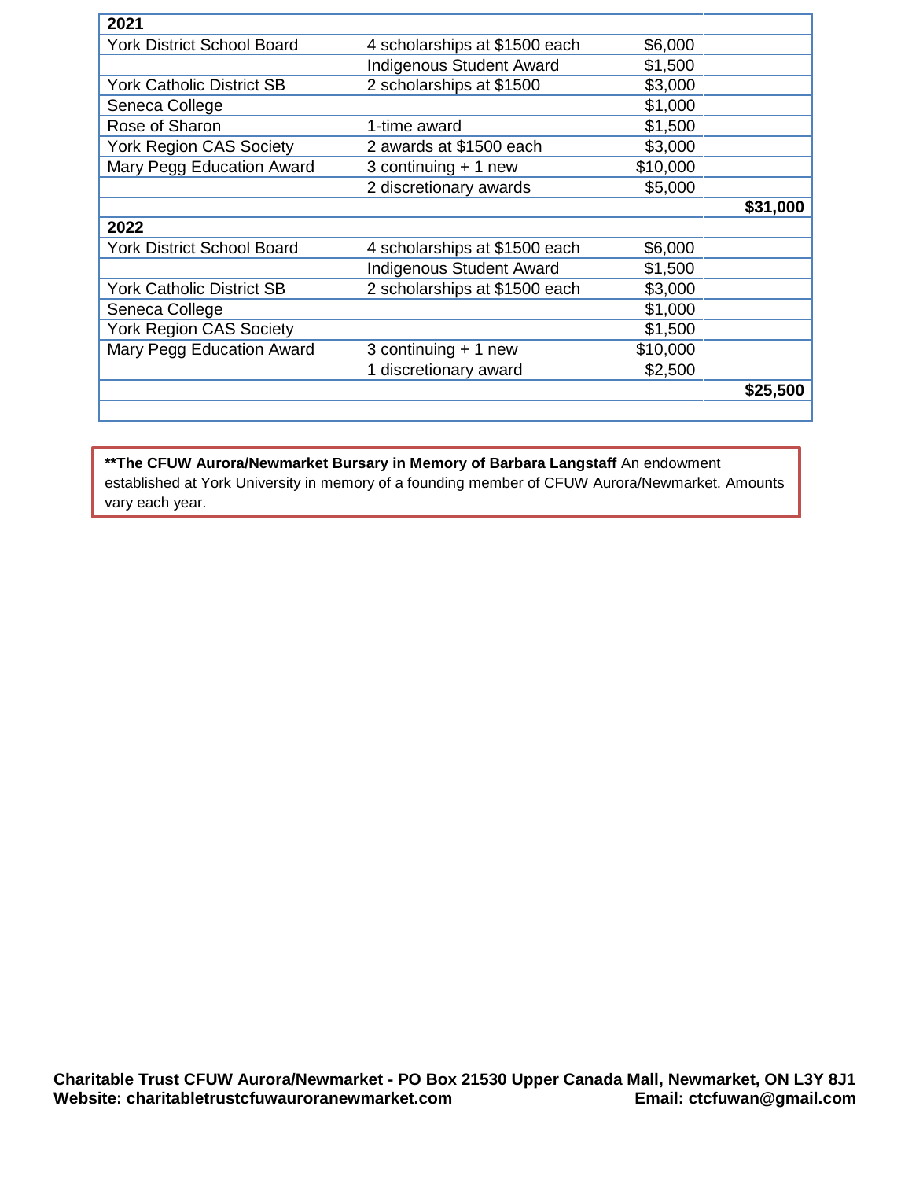| | | | |
|---|---|---|---|
| **2021** | | | |
| York District School Board | 4 scholarships at $1500 each | $6,000 | |
| | Indigenous Student Award | $1,500 | |
| York Catholic District SB | 2 scholarships at $1500 | $3,000 | |
| Seneca College | | $1,000 | |
| Rose of Sharon | 1-time award | $1,500 | |
| York Region CAS Society | 2 awards at $1500 each | $3,000 | |
| Mary Pegg Education Award | 3 continuing + 1 new | $10,000 | |
| | 2 discretionary awards | $5,000 | |
| | | | **$31,000** |
| **2022** | | | |
| York District School Board | 4 scholarships at $1500 each | $6,000 | |
| | Indigenous Student Award | $1,500 | |
| York Catholic District SB | 2 scholarships at $1500 each | $3,000 | |
| Seneca College | | $1,000 | |
| York Region CAS Society | | $1,500 | |
| Mary Pegg Education Award | 3 continuing + 1 new | $10,000 | |
| | 1 discretionary award | $2,500 | |
| | | | **$25,500** |

**\*\*The CFUW Aurora/Newmarket Bursary in Memory of Barbara Langstaff** An endowment established at York University in memory of a founding member of CFUW Aurora/Newmarket. Amounts vary each year.

**Charitable Trust CFUW Aurora/Newmarket - PO Box 21530 Upper Canada Mall, Newmarket, ON L3Y 8J1**
**Website: charitabletrustcfuwauroranewmarket.com Email: ctcfuwan@gmail.com**